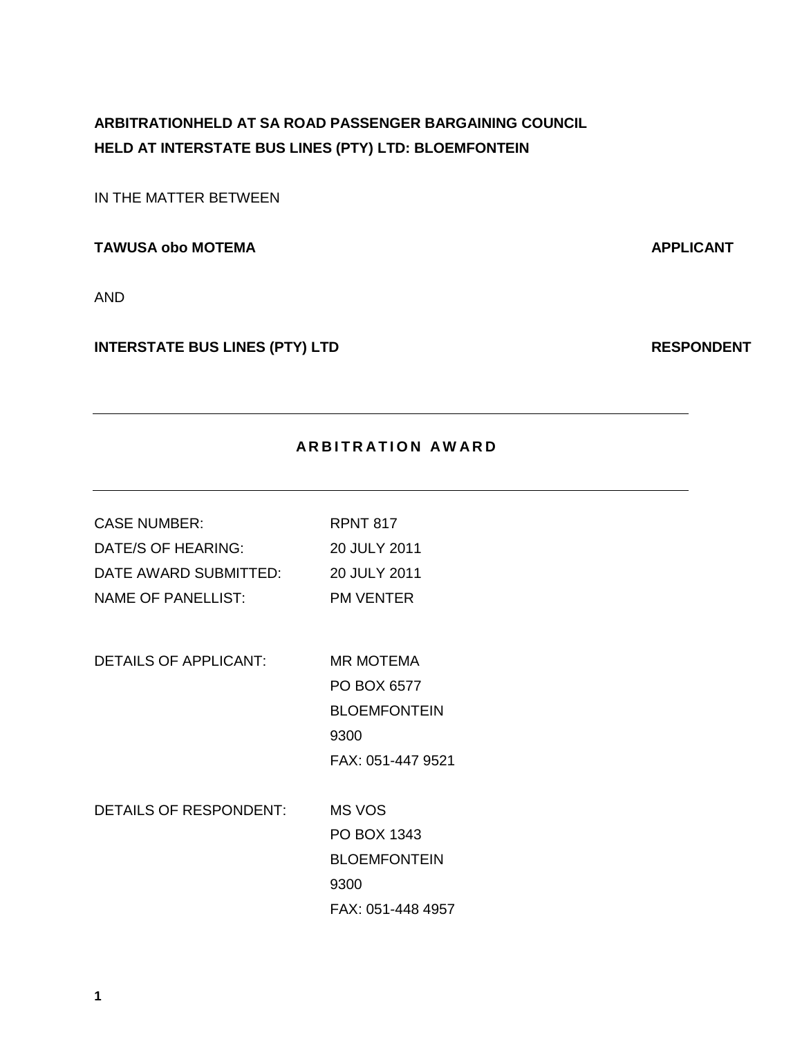**ARBITRATIONHELD AT SA ROAD PASSENGER BARGAINING COUNCIL**
**HELD AT INTERSTATE BUS LINES (PTY) LTD: BLOEMFONTEIN**

IN THE MATTER BETWEEN

**TAWUSA obo MOTEMA** **APPLICANT**

AND

**INTERSTATE BUS LINES (PTY) LTD** **RESPONDENT**

---

## ARBITRATION AWARD

---

CASE NUMBER: RPNT 817
DATE/S OF HEARING: 20 JULY 2011
DATE AWARD SUBMITTED: 20 JULY 2011
NAME OF PANELLIST: PM VENTER

DETAILS OF APPLICANT: MR MOTEMA
PO BOX 6577
BLOEMFONTEIN
9300
FAX: 051-447 9521

DETAILS OF RESPONDENT: MS VOS
PO BOX 1343
BLOEMFONTEIN
9300
FAX: 051-448 4957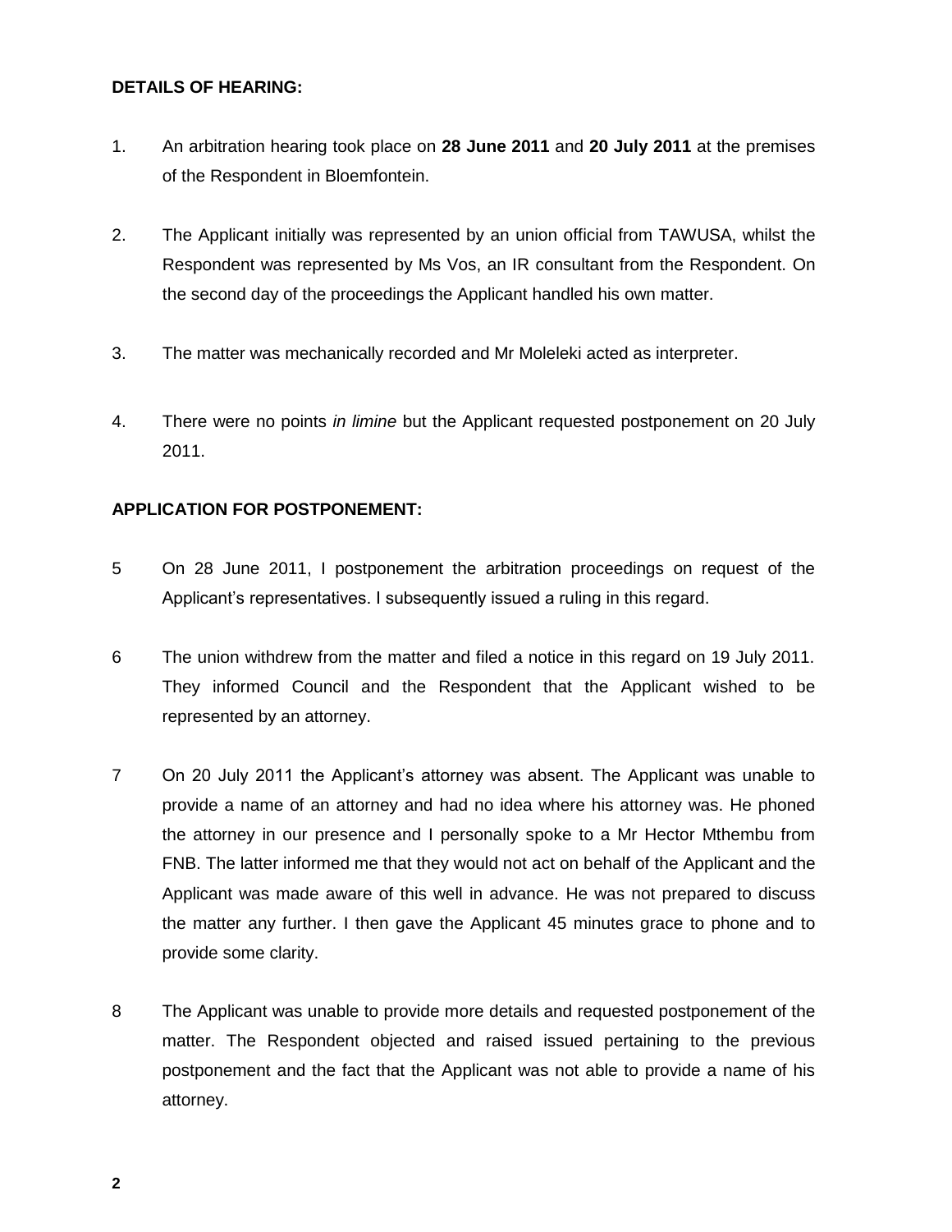**DETAILS OF HEARING:**

1. An arbitration hearing took place on **28 June 2011** and **20 July 2011** at the premises of the Respondent in Bloemfontein.

2. The Applicant initially was represented by an union official from TAWUSA, whilst the Respondent was represented by Ms Vos, an IR consultant from the Respondent. On the second day of the proceedings the Applicant handled his own matter.

3. The matter was mechanically recorded and Mr Moleleki acted as interpreter.

4. There were no points *in limine* but the Applicant requested postponement on 20 July 2011.

**APPLICATION FOR POSTPONEMENT:**

5 On 28 June 2011, I postponement the arbitration proceedings on request of the Applicant's representatives. I subsequently issued a ruling in this regard.

6 The union withdrew from the matter and filed a notice in this regard on 19 July 2011. They informed Council and the Respondent that the Applicant wished to be represented by an attorney.

7 On 20 July 2011 the Applicant's attorney was absent. The Applicant was unable to provide a name of an attorney and had no idea where his attorney was. He phoned the attorney in our presence and I personally spoke to a Mr Hector Mthembu from FNB. The latter informed me that they would not act on behalf of the Applicant and the Applicant was made aware of this well in advance. He was not prepared to discuss the matter any further. I then gave the Applicant 45 minutes grace to phone and to provide some clarity.

8 The Applicant was unable to provide more details and requested postponement of the matter. The Respondent objected and raised issued pertaining to the previous postponement and the fact that the Applicant was not able to provide a name of his attorney.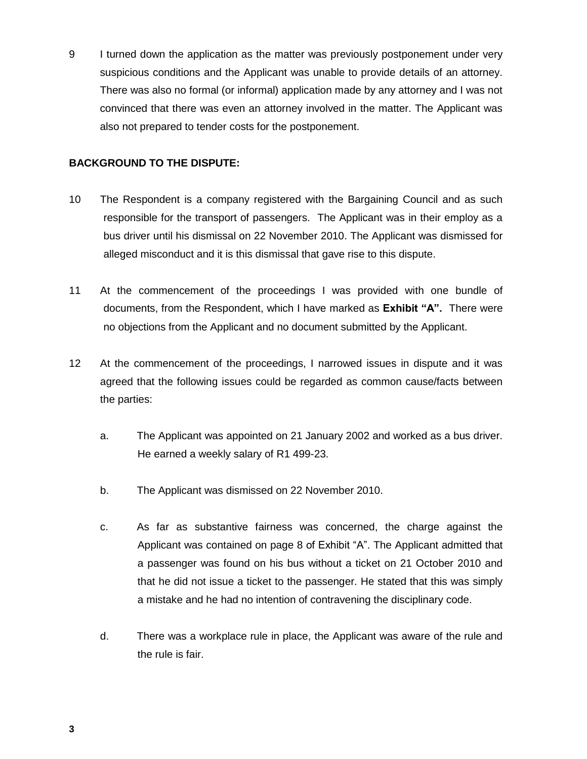9 I turned down the application as the matter was previously postponement under very suspicious conditions and the Applicant was unable to provide details of an attorney. There was also no formal (or informal) application made by any attorney and I was not convinced that there was even an attorney involved in the matter. The Applicant was also not prepared to tender costs for the postponement.

**BACKGROUND TO THE DISPUTE:**

10 The Respondent is a company registered with the Bargaining Council and as such responsible for the transport of passengers. The Applicant was in their employ as a bus driver until his dismissal on 22 November 2010. The Applicant was dismissed for alleged misconduct and it is this dismissal that gave rise to this dispute.

11 At the commencement of the proceedings I was provided with one bundle of documents, from the Respondent, which I have marked as **Exhibit "A".** There were no objections from the Applicant and no document submitted by the Applicant.

12 At the commencement of the proceedings, I narrowed issues in dispute and it was agreed that the following issues could be regarded as common cause/facts between the parties:

a. The Applicant was appointed on 21 January 2002 and worked as a bus driver. He earned a weekly salary of R1 499-23.

b. The Applicant was dismissed on 22 November 2010.

c. As far as substantive fairness was concerned, the charge against the Applicant was contained on page 8 of Exhibit "A". The Applicant admitted that a passenger was found on his bus without a ticket on 21 October 2010 and that he did not issue a ticket to the passenger. He stated that this was simply a mistake and he had no intention of contravening the disciplinary code.

d. There was a workplace rule in place, the Applicant was aware of the rule and the rule is fair.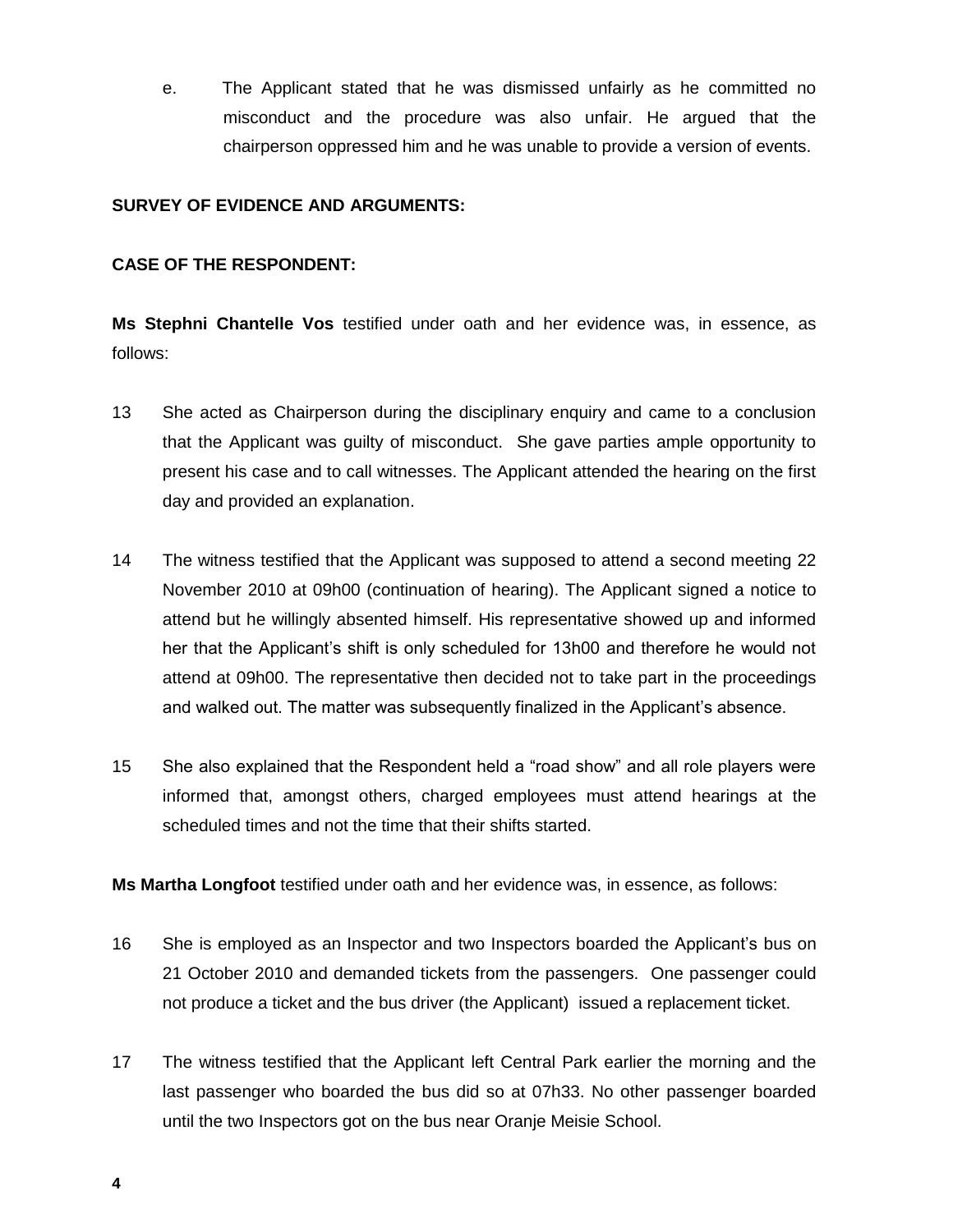e. The Applicant stated that he was dismissed unfairly as he committed no misconduct and the procedure was also unfair. He argued that the chairperson oppressed him and he was unable to provide a version of events.

**SURVEY OF EVIDENCE AND ARGUMENTS:**

**CASE OF THE RESPONDENT:**

**Ms Stephni Chantelle Vos** testified under oath and her evidence was, in essence, as follows:

13 She acted as Chairperson during the disciplinary enquiry and came to a conclusion that the Applicant was guilty of misconduct. She gave parties ample opportunity to present his case and to call witnesses. The Applicant attended the hearing on the first day and provided an explanation.

14 The witness testified that the Applicant was supposed to attend a second meeting 22 November 2010 at 09h00 (continuation of hearing). The Applicant signed a notice to attend but he willingly absented himself. His representative showed up and informed her that the Applicant's shift is only scheduled for 13h00 and therefore he would not attend at 09h00. The representative then decided not to take part in the proceedings and walked out. The matter was subsequently finalized in the Applicant's absence.

15 She also explained that the Respondent held a "road show" and all role players were informed that, amongst others, charged employees must attend hearings at the scheduled times and not the time that their shifts started.

**Ms Martha Longfoot** testified under oath and her evidence was, in essence, as follows:

16 She is employed as an Inspector and two Inspectors boarded the Applicant's bus on 21 October 2010 and demanded tickets from the passengers. One passenger could not produce a ticket and the bus driver (the Applicant) issued a replacement ticket.

17 The witness testified that the Applicant left Central Park earlier the morning and the last passenger who boarded the bus did so at 07h33. No other passenger boarded until the two Inspectors got on the bus near Oranje Meisie School.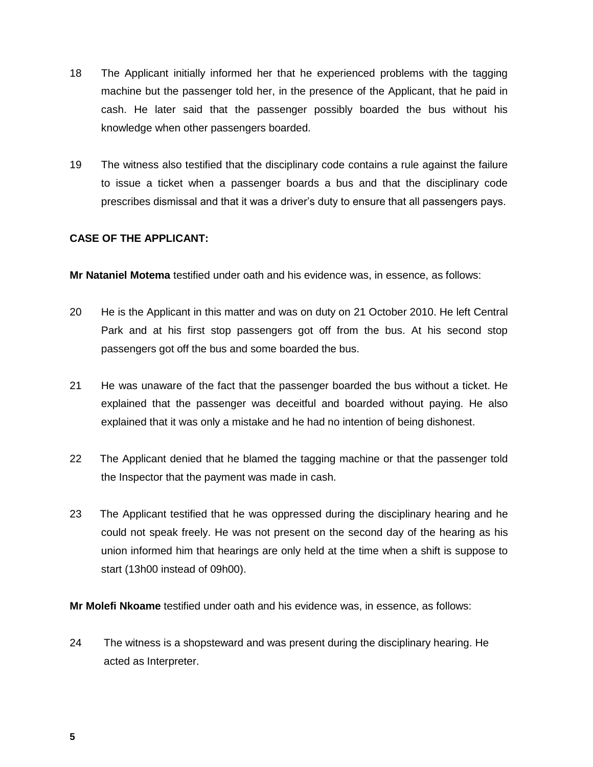18 The Applicant initially informed her that he experienced problems with the tagging machine but the passenger told her, in the presence of the Applicant, that he paid in cash. He later said that the passenger possibly boarded the bus without his knowledge when other passengers boarded.

19 The witness also testified that the disciplinary code contains a rule against the failure to issue a ticket when a passenger boards a bus and that the disciplinary code prescribes dismissal and that it was a driver's duty to ensure that all passengers pays.

**CASE OF THE APPLICANT:**

**Mr Nataniel Motema** testified under oath and his evidence was, in essence, as follows:

20 He is the Applicant in this matter and was on duty on 21 October 2010. He left Central Park and at his first stop passengers got off from the bus. At his second stop passengers got off the bus and some boarded the bus.

21 He was unaware of the fact that the passenger boarded the bus without a ticket. He explained that the passenger was deceitful and boarded without paying. He also explained that it was only a mistake and he had no intention of being dishonest.

22 The Applicant denied that he blamed the tagging machine or that the passenger told the Inspector that the payment was made in cash.

23 The Applicant testified that he was oppressed during the disciplinary hearing and he could not speak freely. He was not present on the second day of the hearing as his union informed him that hearings are only held at the time when a shift is suppose to start (13h00 instead of 09h00).

**Mr Molefi Nkoame** testified under oath and his evidence was, in essence, as follows:

24 The witness is a shopsteward and was present during the disciplinary hearing. He acted as Interpreter.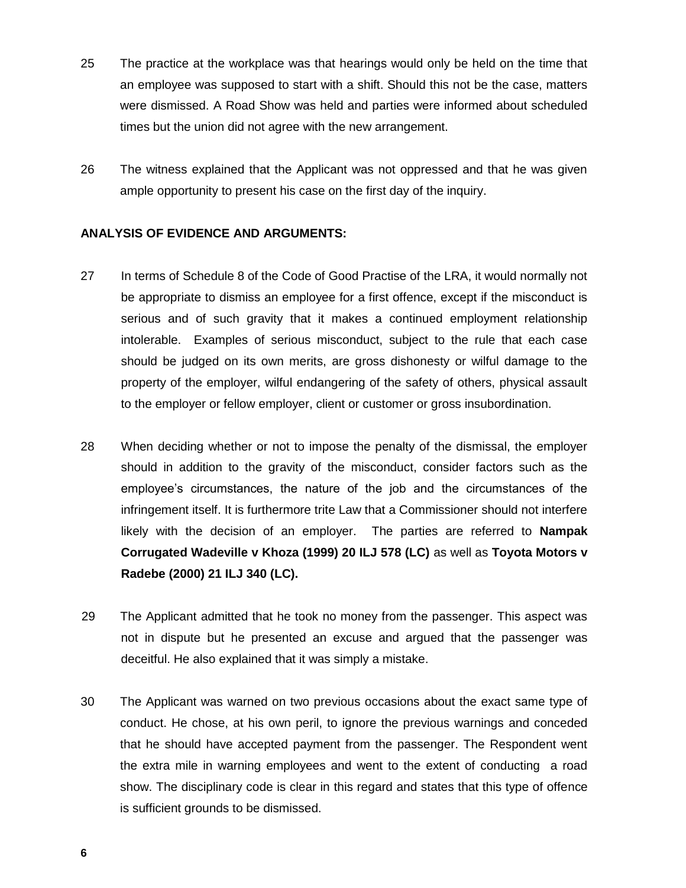25 The practice at the workplace was that hearings would only be held on the time that an employee was supposed to start with a shift. Should this not be the case, matters were dismissed. A Road Show was held and parties were informed about scheduled times but the union did not agree with the new arrangement.

26 The witness explained that the Applicant was not oppressed and that he was given ample opportunity to present his case on the first day of the inquiry.

**ANALYSIS OF EVIDENCE AND ARGUMENTS:**

27 In terms of Schedule 8 of the Code of Good Practise of the LRA, it would normally not be appropriate to dismiss an employee for a first offence, except if the misconduct is serious and of such gravity that it makes a continued employment relationship intolerable. Examples of serious misconduct, subject to the rule that each case should be judged on its own merits, are gross dishonesty or wilful damage to the property of the employer, wilful endangering of the safety of others, physical assault to the employer or fellow employer, client or customer or gross insubordination.

28 When deciding whether or not to impose the penalty of the dismissal, the employer should in addition to the gravity of the misconduct, consider factors such as the employee's circumstances, the nature of the job and the circumstances of the infringement itself. It is furthermore trite Law that a Commissioner should not interfere likely with the decision of an employer. The parties are referred to **Nampak Corrugated Wadeville v Khoza (1999) 20 ILJ 578 (LC)** as well as **Toyota Motors v Radebe (2000) 21 ILJ 340 (LC).**

29 The Applicant admitted that he took no money from the passenger. This aspect was not in dispute but he presented an excuse and argued that the passenger was deceitful. He also explained that it was simply a mistake.

30 The Applicant was warned on two previous occasions about the exact same type of conduct. He chose, at his own peril, to ignore the previous warnings and conceded that he should have accepted payment from the passenger. The Respondent went the extra mile in warning employees and went to the extent of conducting a road show. The disciplinary code is clear in this regard and states that this type of offence is sufficient grounds to be dismissed.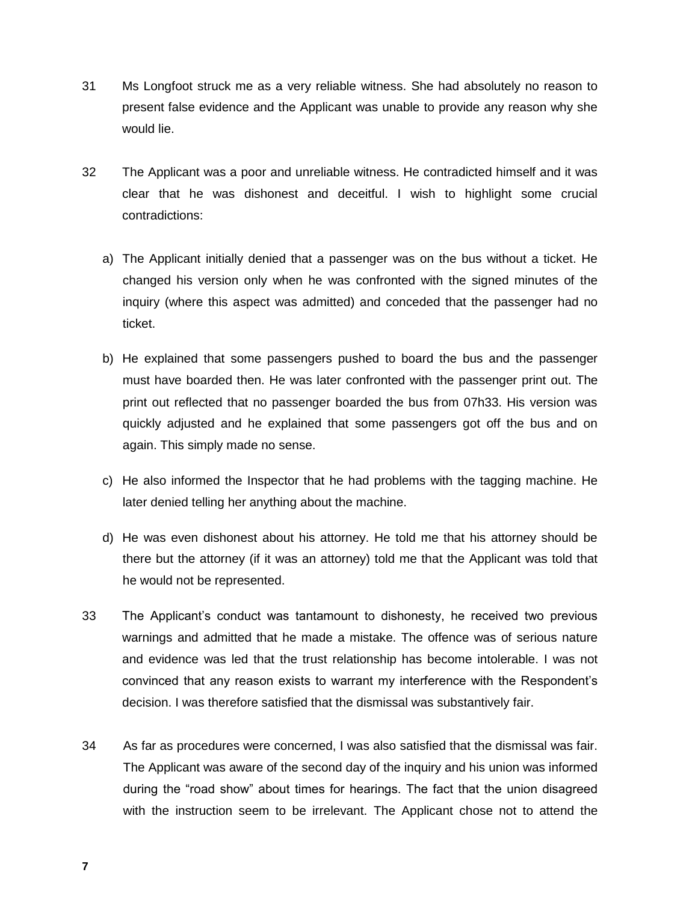31 Ms Longfoot struck me as a very reliable witness. She had absolutely no reason to present false evidence and the Applicant was unable to provide any reason why she would lie.

32 The Applicant was a poor and unreliable witness. He contradicted himself and it was clear that he was dishonest and deceitful. I wish to highlight some crucial contradictions:

a) The Applicant initially denied that a passenger was on the bus without a ticket. He changed his version only when he was confronted with the signed minutes of the inquiry (where this aspect was admitted) and conceded that the passenger had no ticket.

b) He explained that some passengers pushed to board the bus and the passenger must have boarded then. He was later confronted with the passenger print out. The print out reflected that no passenger boarded the bus from 07h33. His version was quickly adjusted and he explained that some passengers got off the bus and on again. This simply made no sense.

c) He also informed the Inspector that he had problems with the tagging machine. He later denied telling her anything about the machine.

d) He was even dishonest about his attorney. He told me that his attorney should be there but the attorney (if it was an attorney) told me that the Applicant was told that he would not be represented.

33 The Applicant's conduct was tantamount to dishonesty, he received two previous warnings and admitted that he made a mistake. The offence was of serious nature and evidence was led that the trust relationship has become intolerable. I was not convinced that any reason exists to warrant my interference with the Respondent's decision. I was therefore satisfied that the dismissal was substantively fair.

34 As far as procedures were concerned, I was also satisfied that the dismissal was fair. The Applicant was aware of the second day of the inquiry and his union was informed during the "road show" about times for hearings. The fact that the union disagreed with the instruction seem to be irrelevant. The Applicant chose not to attend the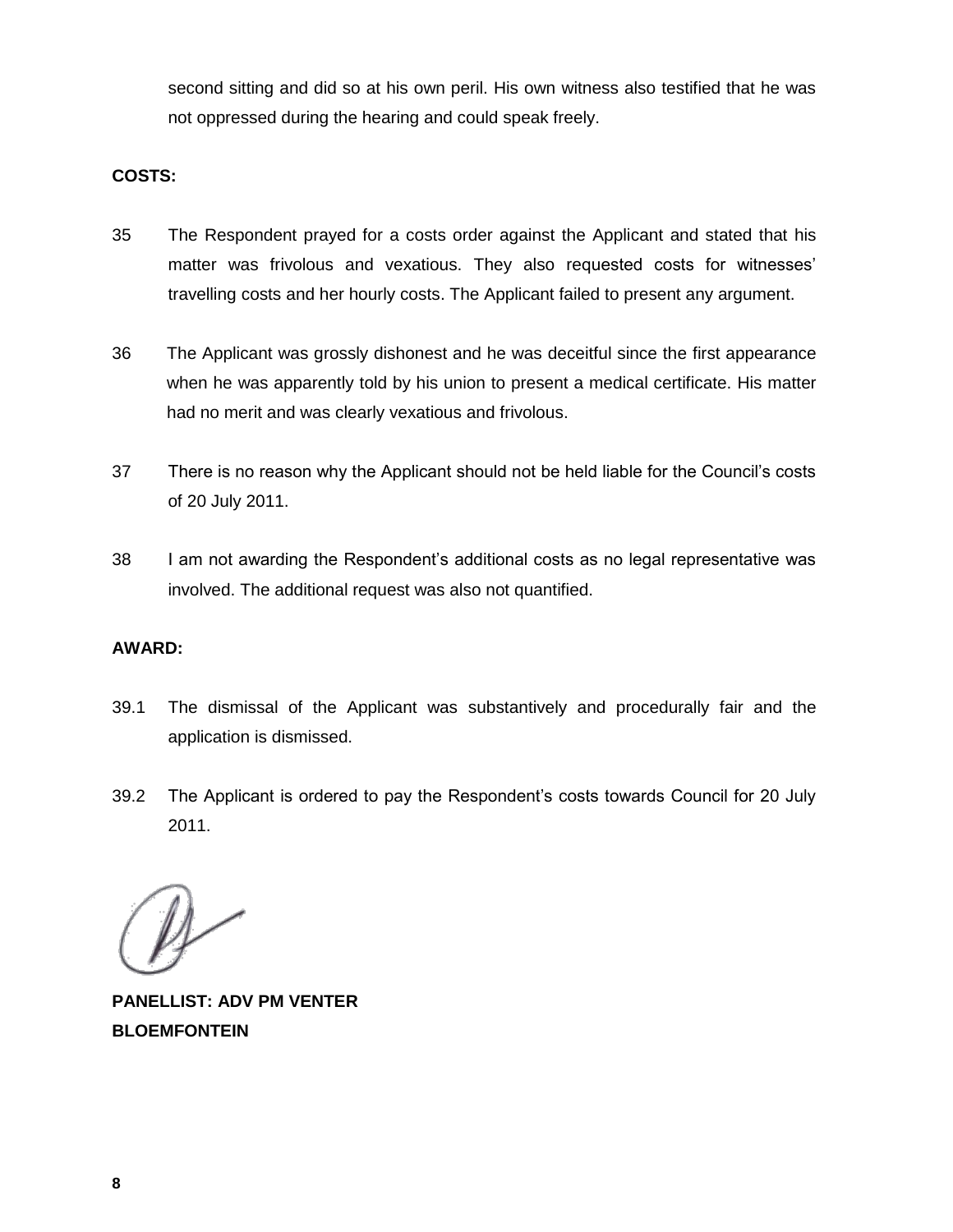second sitting and did so at his own peril. His own witness also testified that he was not oppressed during the hearing and could speak freely.

**COSTS:**

35 The Respondent prayed for a costs order against the Applicant and stated that his matter was frivolous and vexatious. They also requested costs for witnesses' travelling costs and her hourly costs. The Applicant failed to present any argument.

36 The Applicant was grossly dishonest and he was deceitful since the first appearance when he was apparently told by his union to present a medical certificate. His matter had no merit and was clearly vexatious and frivolous.

37 There is no reason why the Applicant should not be held liable for the Council's costs of 20 July 2011.

38 I am not awarding the Respondent's additional costs as no legal representative was involved. The additional request was also not quantified.

**AWARD:**

39.1 The dismissal of the Applicant was substantively and procedurally fair and the application is dismissed.

39.2 The Applicant is ordered to pay the Respondent's costs towards Council for 20 July 2011.

**PANELLIST: ADV PM VENTER**
**BLOEMFONTEIN**